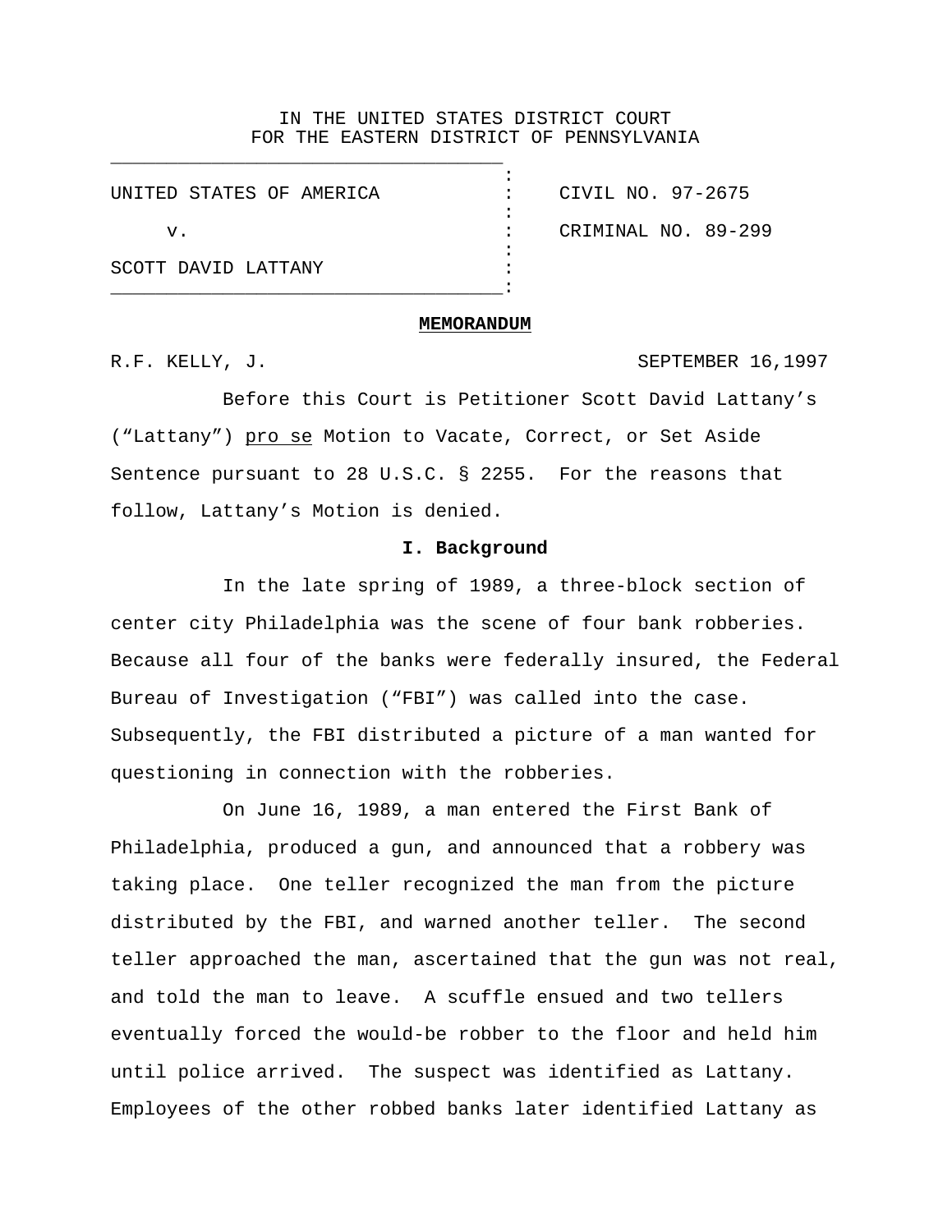IN THE UNITED STATES DISTRICT COURT
FOR THE EASTERN DISTRICT OF PENNSYLVANIA

| | | |
|---|---|---|
| UNITED STATES OF AMERICA | : | CIVIL NO. 97-2675 |
| v. | : | CRIMINAL NO. 89-299 |
| SCOTT DAVID LATTANY | : | |

**MEMORANDUM**

R.F. KELLY, J. SEPTEMBER 16,1997

Before this Court is Petitioner Scott David Lattany's ("Lattany") pro se Motion to Vacate, Correct, or Set Aside Sentence pursuant to 28 U.S.C. § 2255. For the reasons that follow, Lattany's Motion is denied.

**I. Background**

In the late spring of 1989, a three-block section of center city Philadelphia was the scene of four bank robberies. Because all four of the banks were federally insured, the Federal Bureau of Investigation ("FBI") was called into the case. Subsequently, the FBI distributed a picture of a man wanted for questioning in connection with the robberies.

On June 16, 1989, a man entered the First Bank of Philadelphia, produced a gun, and announced that a robbery was taking place. One teller recognized the man from the picture distributed by the FBI, and warned another teller. The second teller approached the man, ascertained that the gun was not real, and told the man to leave. A scuffle ensued and two tellers eventually forced the would-be robber to the floor and held him until police arrived. The suspect was identified as Lattany. Employees of the other robbed banks later identified Lattany as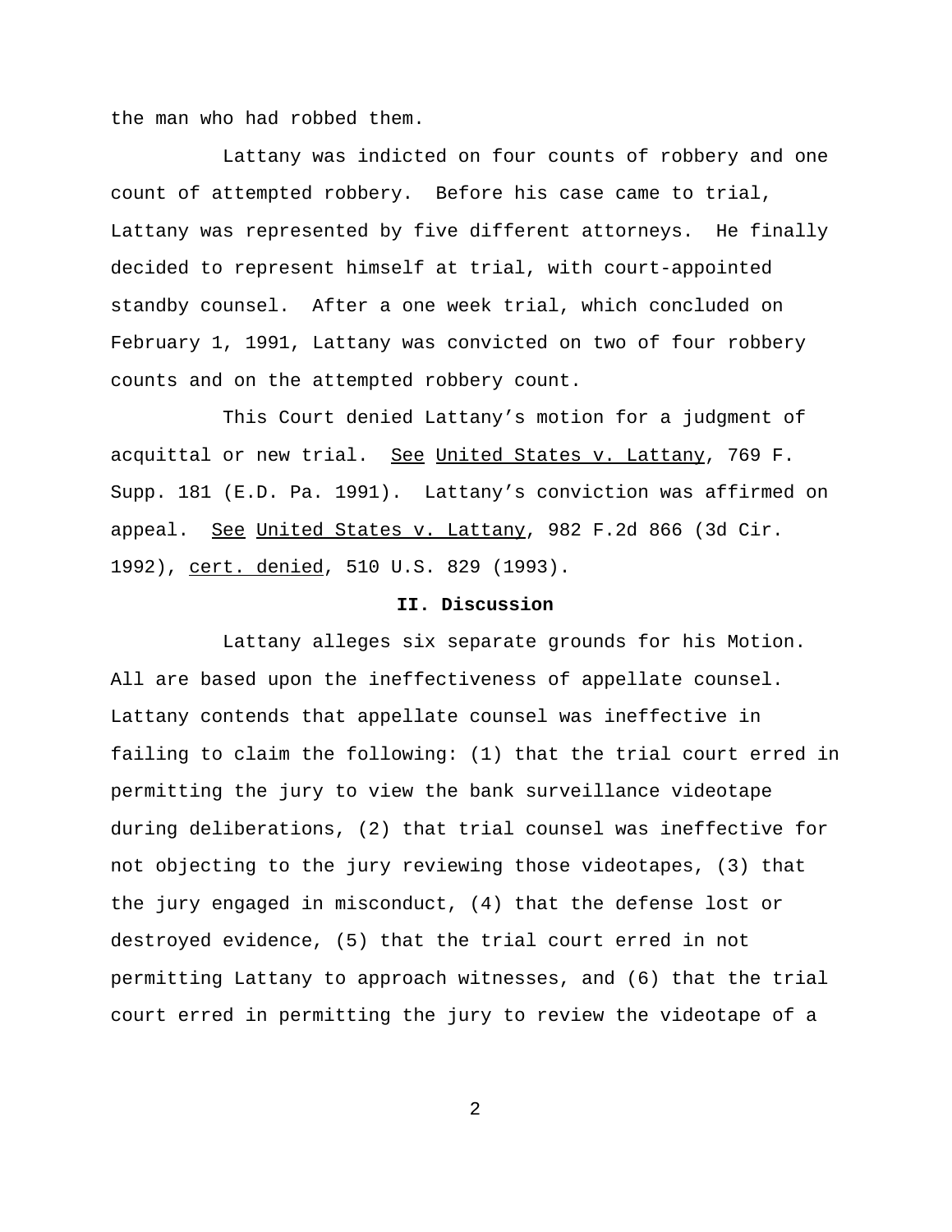the man who had robbed them.

Lattany was indicted on four counts of robbery and one count of attempted robbery. Before his case came to trial, Lattany was represented by five different attorneys. He finally decided to represent himself at trial, with court-appointed standby counsel. After a one week trial, which concluded on February 1, 1991, Lattany was convicted on two of four robbery counts and on the attempted robbery count.

This Court denied Lattany's motion for a judgment of acquittal or new trial. See United States v. Lattany, 769 F. Supp. 181 (E.D. Pa. 1991). Lattany's conviction was affirmed on appeal. See United States v. Lattany, 982 F.2d 866 (3d Cir. 1992), cert. denied, 510 U.S. 829 (1993).

## II. Discussion

Lattany alleges six separate grounds for his Motion. All are based upon the ineffectiveness of appellate counsel. Lattany contends that appellate counsel was ineffective in failing to claim the following: (1) that the trial court erred in permitting the jury to view the bank surveillance videotape during deliberations, (2) that trial counsel was ineffective for not objecting to the jury reviewing those videotapes, (3) that the jury engaged in misconduct, (4) that the defense lost or destroyed evidence, (5) that the trial court erred in not permitting Lattany to approach witnesses, and (6) that the trial court erred in permitting the jury to review the videotape of a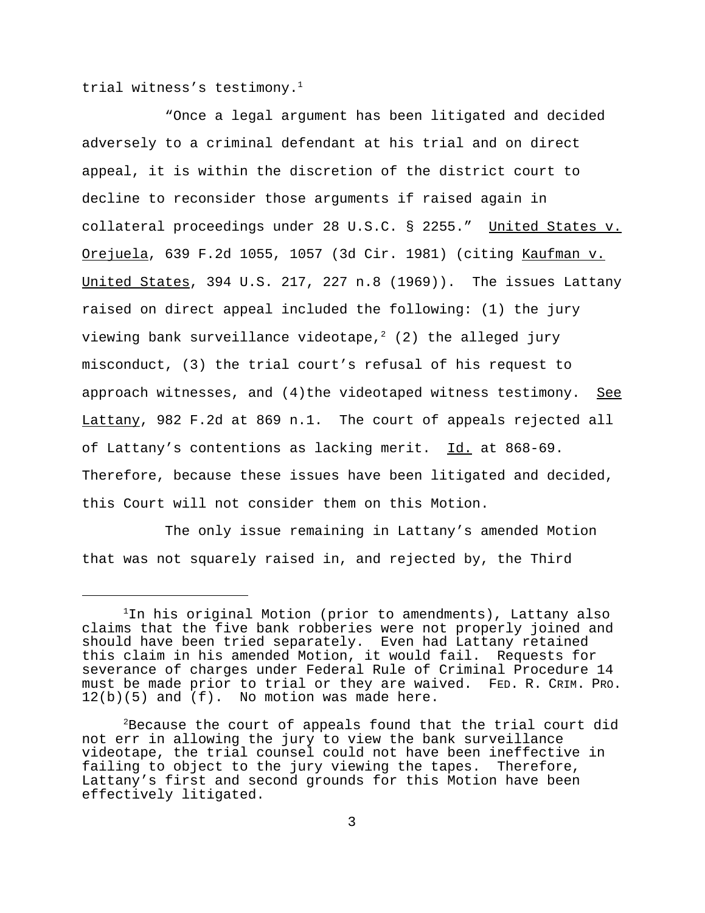trial witness's testimony.[1]

"Once a legal argument has been litigated and decided adversely to a criminal defendant at his trial and on direct appeal, it is within the discretion of the district court to decline to reconsider those arguments if raised again in collateral proceedings under 28 U.S.C. § 2255." United States v. Orejuela, 639 F.2d 1055, 1057 (3d Cir. 1981) (citing Kaufman v. United States, 394 U.S. 217, 227 n.8 (1969)). The issues Lattany raised on direct appeal included the following: (1) the jury viewing bank surveillance videotape,[2] (2) the alleged jury misconduct, (3) the trial court's refusal of his request to approach witnesses, and (4)the videotaped witness testimony. See Lattany, 982 F.2d at 869 n.1. The court of appeals rejected all of Lattany's contentions as lacking merit. Id. at 868-69. Therefore, because these issues have been litigated and decided, this Court will not consider them on this Motion.

The only issue remaining in Lattany's amended Motion that was not squarely raised in, and rejected by, the Third

---

[1]In his original Motion (prior to amendments), Lattany also claims that the five bank robberies were not properly joined and should have been tried separately. Even had Lattany retained this claim in his amended Motion, it would fail. Requests for severance of charges under Federal Rule of Criminal Procedure 14 must be made prior to trial or they are waived. FED. R. CRIM. PRO. 12(b)(5) and (f). No motion was made here.

[2]Because the court of appeals found that the trial court did not err in allowing the jury to view the bank surveillance videotape, the trial counsel could not have been ineffective in failing to object to the jury viewing the tapes. Therefore, Lattany's first and second grounds for this Motion have been effectively litigated.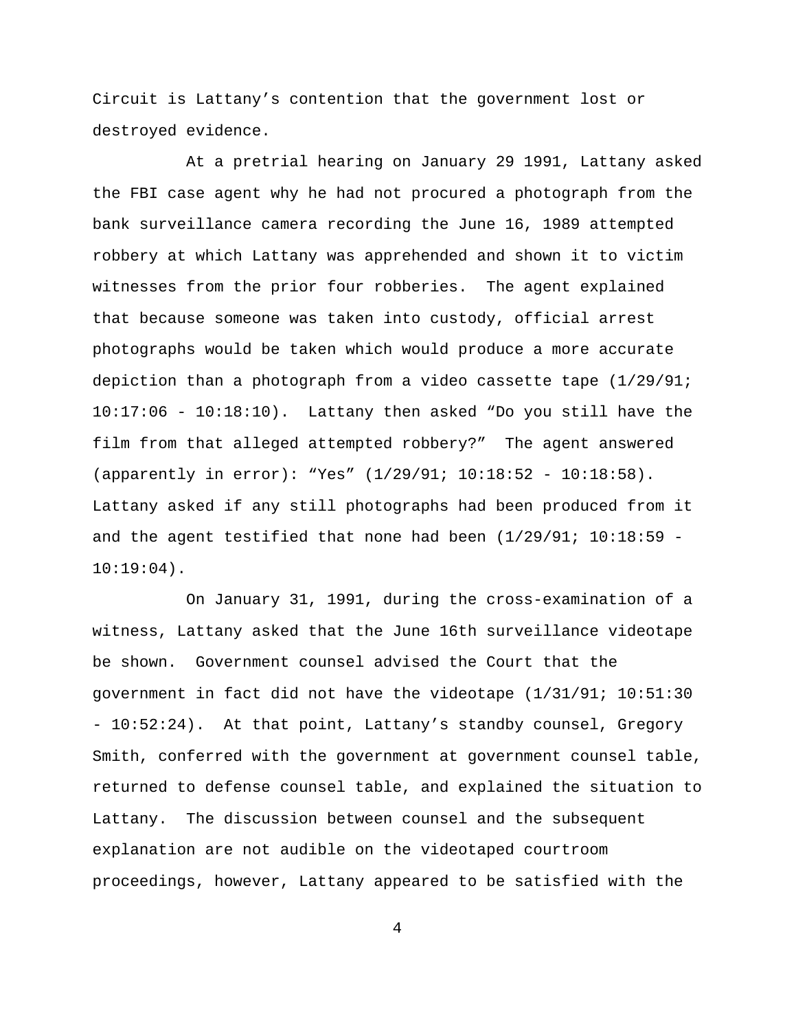Circuit is Lattany’s contention that the government lost or destroyed evidence.

At a pretrial hearing on January 29 1991, Lattany asked the FBI case agent why he had not procured a photograph from the bank surveillance camera recording the June 16, 1989 attempted robbery at which Lattany was apprehended and shown it to victim witnesses from the prior four robberies. The agent explained that because someone was taken into custody, official arrest photographs would be taken which would produce a more accurate depiction than a photograph from a video cassette tape (1/29/91; 10:17:06 - 10:18:10). Lattany then asked “Do you still have the film from that alleged attempted robbery?” The agent answered (apparently in error): “Yes” (1/29/91; 10:18:52 - 10:18:58). Lattany asked if any still photographs had been produced from it and the agent testified that none had been (1/29/91; 10:18:59 - 10:19:04).

On January 31, 1991, during the cross-examination of a witness, Lattany asked that the June 16th surveillance videotape be shown. Government counsel advised the Court that the government in fact did not have the videotape (1/31/91; 10:51:30 - 10:52:24). At that point, Lattany’s standby counsel, Gregory Smith, conferred with the government at government counsel table, returned to defense counsel table, and explained the situation to Lattany. The discussion between counsel and the subsequent explanation are not audible on the videotaped courtroom proceedings, however, Lattany appeared to be satisfied with the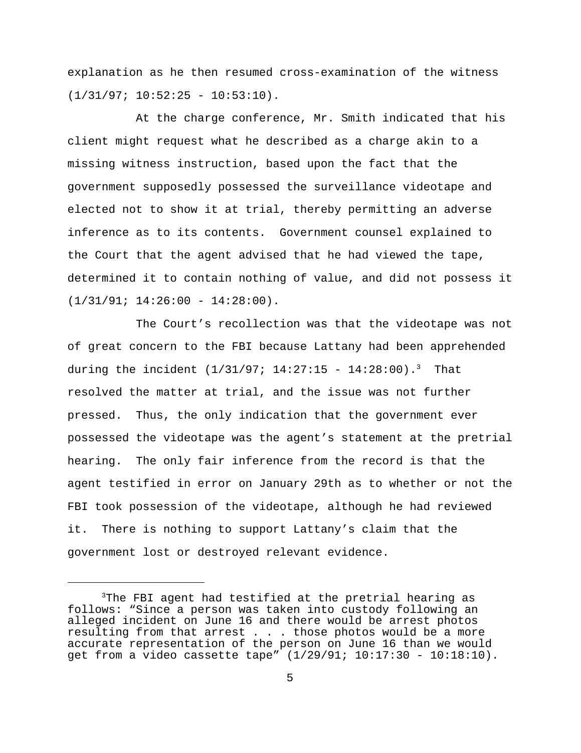explanation as he then resumed cross-examination of the witness (1/31/97; 10:52:25 - 10:53:10).

At the charge conference, Mr. Smith indicated that his client might request what he described as a charge akin to a missing witness instruction, based upon the fact that the government supposedly possessed the surveillance videotape and elected not to show it at trial, thereby permitting an adverse inference as to its contents. Government counsel explained to the Court that the agent advised that he had viewed the tape, determined it to contain nothing of value, and did not possess it (1/31/91; 14:26:00 - 14:28:00).

The Court's recollection was that the videotape was not of great concern to the FBI because Lattany had been apprehended during the incident (1/31/97; 14:27:15 - 14:28:00).[3] That resolved the matter at trial, and the issue was not further pressed. Thus, the only indication that the government ever possessed the videotape was the agent's statement at the pretrial hearing. The only fair inference from the record is that the agent testified in error on January 29th as to whether or not the FBI took possession of the videotape, although he had reviewed it. There is nothing to support Lattany's claim that the government lost or destroyed relevant evidence.

---

[3]The FBI agent had testified at the pretrial hearing as follows: "Since a person was taken into custody following an alleged incident on June 16 and there would be arrest photos resulting from that arrest . . . those photos would be a more accurate representation of the person on June 16 than we would get from a video cassette tape" (1/29/91; 10:17:30 - 10:18:10).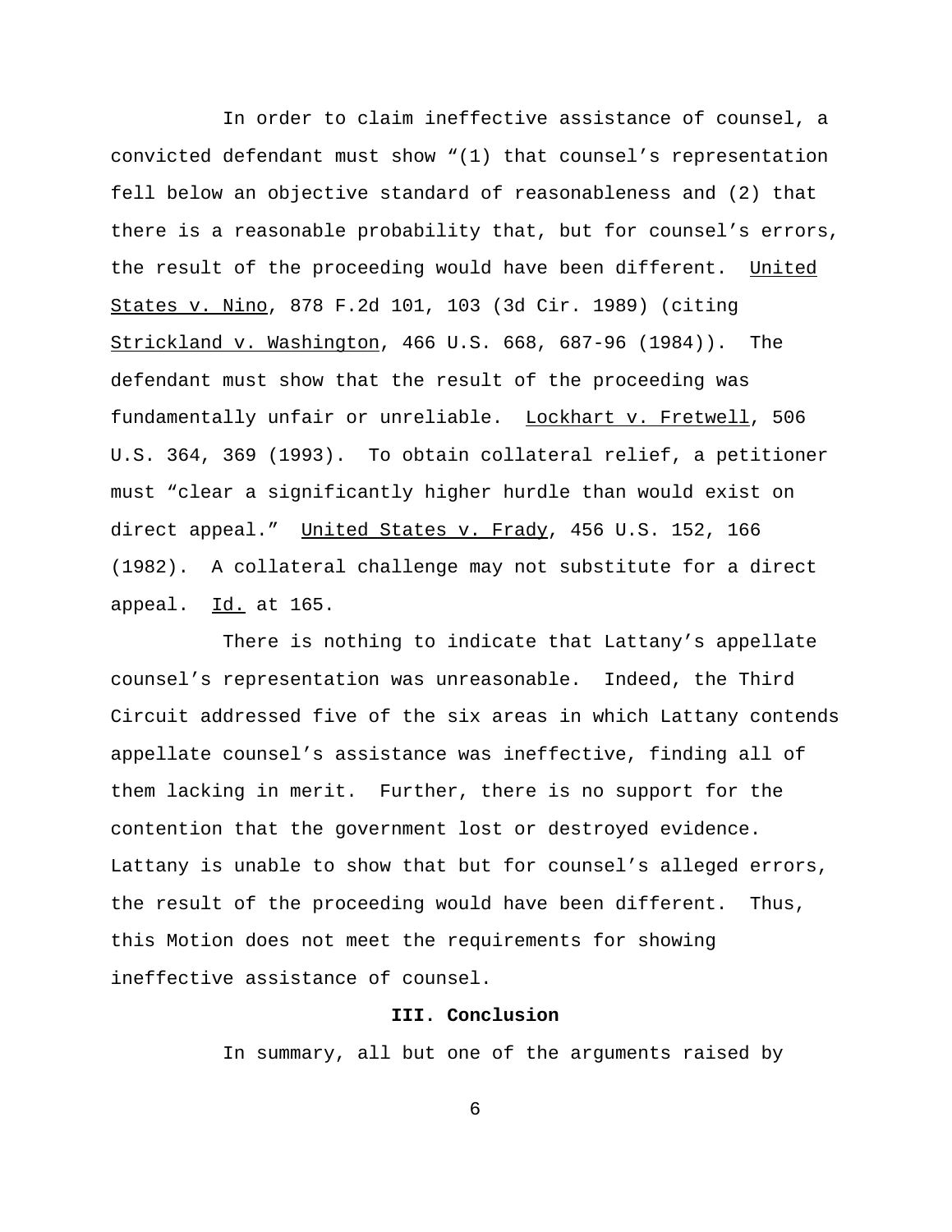In order to claim ineffective assistance of counsel, a convicted defendant must show “(1) that counsel’s representation fell below an objective standard of reasonableness and (2) that there is a reasonable probability that, but for counsel’s errors, the result of the proceeding would have been different. United States v. Nino, 878 F.2d 101, 103 (3d Cir. 1989) (citing Strickland v. Washington, 466 U.S. 668, 687-96 (1984)). The defendant must show that the result of the proceeding was fundamentally unfair or unreliable. Lockhart v. Fretwell, 506 U.S. 364, 369 (1993). To obtain collateral relief, a petitioner must “clear a significantly higher hurdle than would exist on direct appeal.” United States v. Frady, 456 U.S. 152, 166 (1982). A collateral challenge may not substitute for a direct appeal. Id. at 165.

There is nothing to indicate that Lattany’s appellate counsel’s representation was unreasonable. Indeed, the Third Circuit addressed five of the six areas in which Lattany contends appellate counsel’s assistance was ineffective, finding all of them lacking in merit. Further, there is no support for the contention that the government lost or destroyed evidence. Lattany is unable to show that but for counsel’s alleged errors, the result of the proceeding would have been different. Thus, this Motion does not meet the requirements for showing ineffective assistance of counsel.

## III. Conclusion

In summary, all but one of the arguments raised by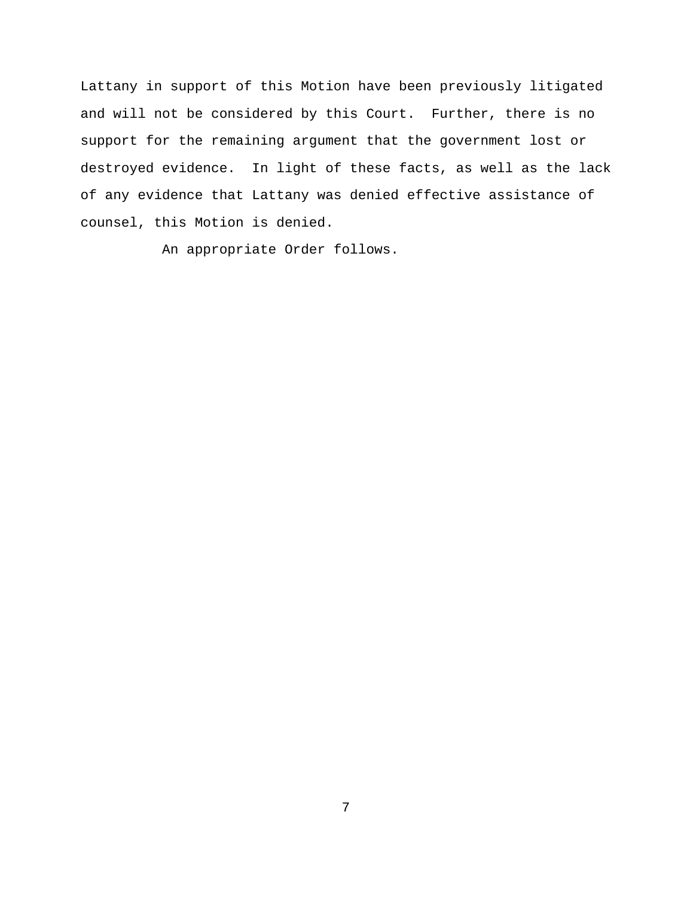Lattany in support of this Motion have been previously litigated and will not be considered by this Court. Further, there is no support for the remaining argument that the government lost or destroyed evidence. In light of these facts, as well as the lack of any evidence that Lattany was denied effective assistance of counsel, this Motion is denied.

An appropriate Order follows.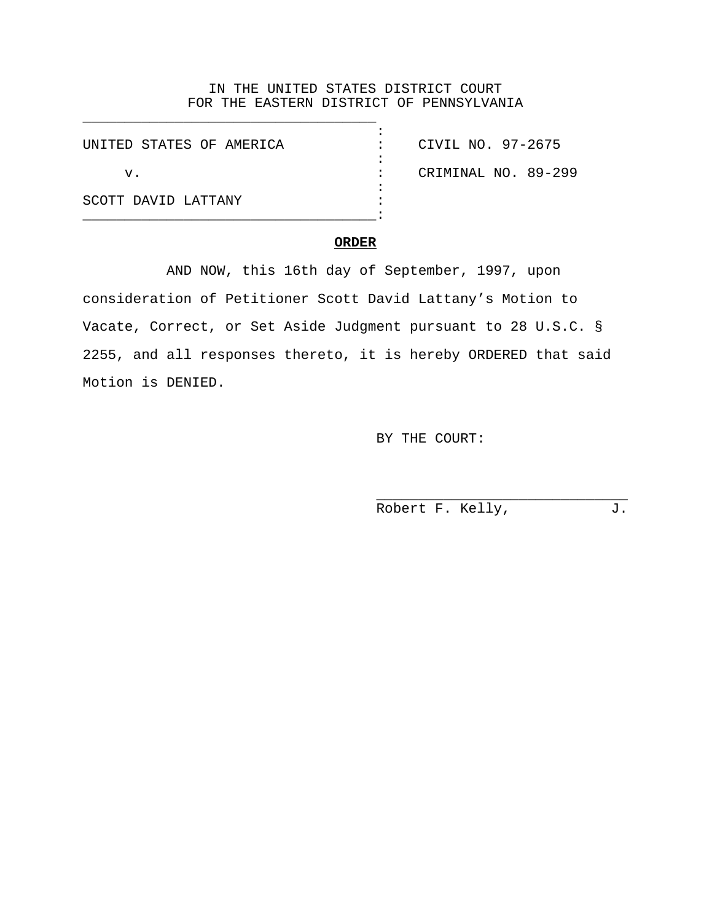IN THE UNITED STATES DISTRICT COURT
FOR THE EASTERN DISTRICT OF PENNSYLVANIA

| | |
|---|---|
| UNITED STATES OF AMERICA | CIVIL NO. 97-2675 |
| v. | CRIMINAL NO. 89-299 |
| SCOTT DAVID LATTANY | |

## ORDER

AND NOW, this 16th day of September, 1997, upon consideration of Petitioner Scott David Lattany's Motion to Vacate, Correct, or Set Aside Judgment pursuant to 28 U.S.C. § 2255, and all responses thereto, it is hereby ORDERED that said Motion is DENIED.

BY THE COURT:

\_\_\_\_\_\_\_\_\_\_\_\_\_\_\_\_\_\_\_\_\_\_\_\_\_\_\_\_\_\_
Robert F. Kelly, J.